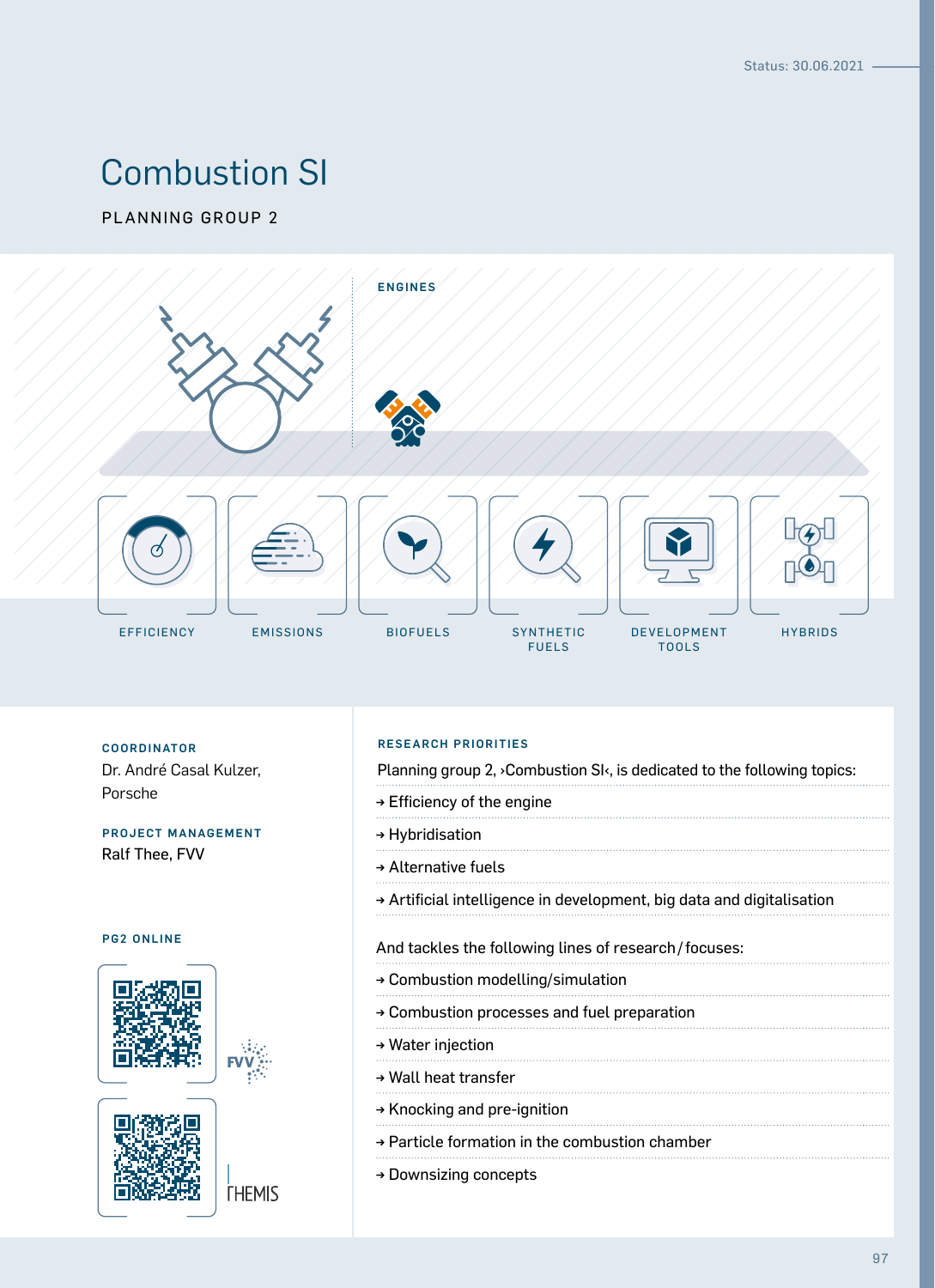Status: 30.06.2021

# Combustion SI

PLANNING GROUP 2

ENGINES

EFFICIENCY

EMISSIONS

BIOFUELS

SYNTHETIC FUELS

DEVELOPMENT TOOLS

HYBRIDS

### COORDINATOR

Dr. André Casal Kulzer, Porsche

### PROJECT MANAGEMENT

Ralf Thee, FVV

### PG2 ONLINE

FVV

THEMIS

### RESEARCH PRIORITIES

Planning group 2, ›Combustion SI‹, is dedicated to the following topics:

- → Efficiency of the engine
- → Hybridisation
- → Alternative fuels
- → Artificial intelligence in development, big data and digitalisation

And tackles the following lines of research / focuses:

- → Combustion modelling/simulation
- → Combustion processes and fuel preparation
- → Water injection
- → Wall heat transfer
- → Knocking and pre-ignition
- → Particle formation in the combustion chamber
- → Downsizing concepts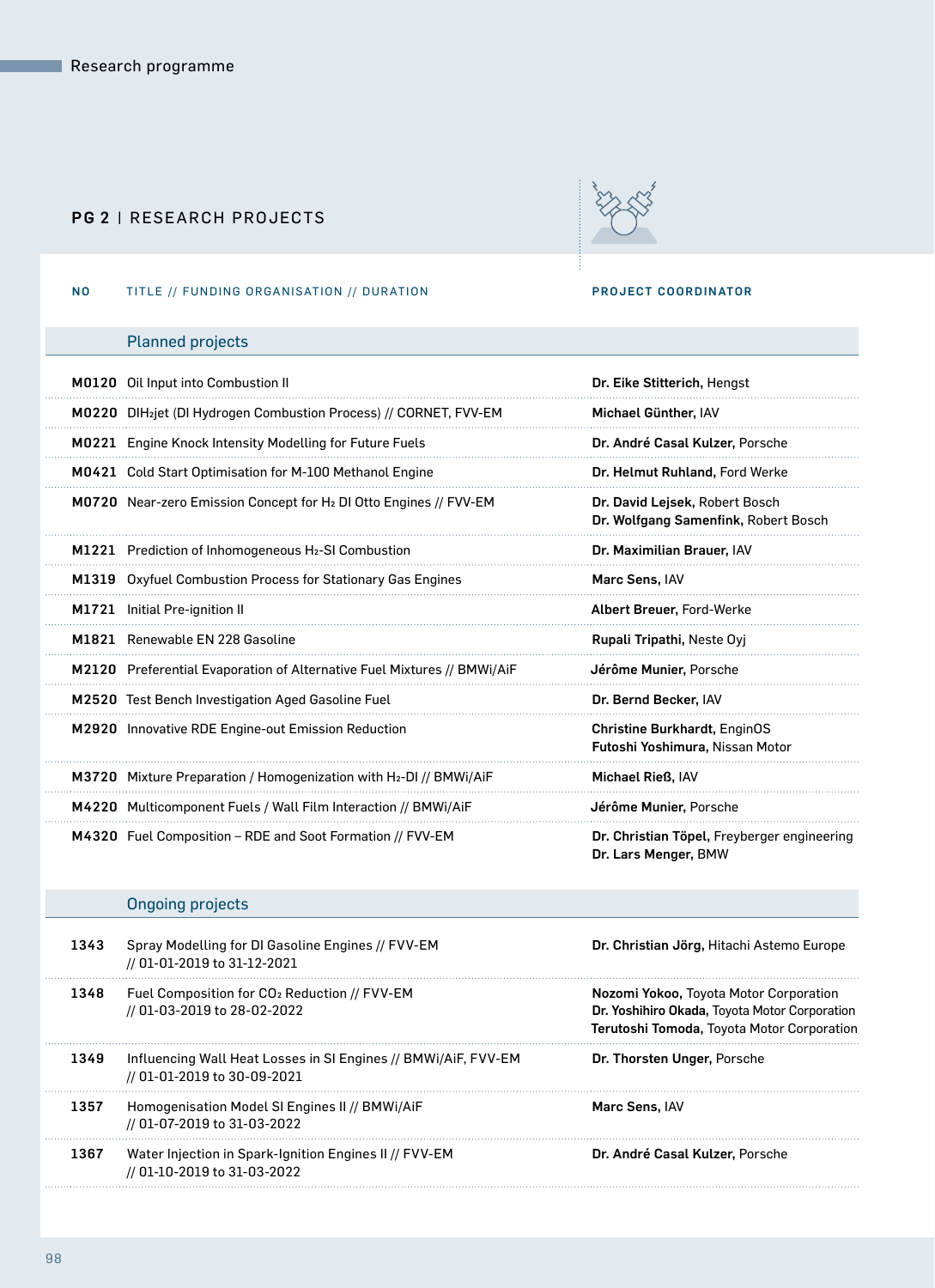## PG 2 | RESEARCH PROJECTS

| NO | TITLE // FUNDING ORGANISATION // DURATION | PROJECT COORDINATOR |
|---|---|---|
| | **Planned projects** | |
| **M0120** | Oil Input into Combustion II | **Dr. Eike Stitterich**, Hengst |
| **M0220** | DI$H_2$jet (DI Hydrogen Combustion Process) // CORNET, FVV-EM | **Michael Günther**, IAV |
| **M0221** | Engine Knock Intensity Modelling for Future Fuels | **Dr. André Casal Kulzer**, Porsche |
| **M0421** | Cold Start Optimisation for M-100 Methanol Engine | **Dr. Helmut Ruhland**, Ford Werke |
| **M0720** | Near-zero Emission Concept for $H_2$ DI Otto Engines // FVV-EM | **Dr. David Lejsek**, Robert Bosch<br>**Dr. Wolfgang Samenfink**, Robert Bosch |
| **M1221** | Prediction of Inhomogeneous $H_2$-SI Combustion | **Dr. Maximilian Brauer**, IAV |
| **M1319** | Oxyfuel Combustion Process for Stationary Gas Engines | **Marc Sens**, IAV |
| **M1721** | Initial Pre-ignition II | **Albert Breuer**, Ford-Werke |
| **M1821** | Renewable EN 228 Gasoline | **Rupali Tripathi**, Neste Oyj |
| **M2120** | Preferential Evaporation of Alternative Fuel Mixtures // BMWi/AiF | **Jérôme Munier**, Porsche |
| **M2520** | Test Bench Investigation Aged Gasoline Fuel | **Dr. Bernd Becker**, IAV |
| **M2920** | Innovative RDE Engine-out Emission Reduction | **Christine Burkhardt**, EnginOS<br>**Futoshi Yoshimura**, Nissan Motor |
| **M3720** | Mixture Preparation / Homogenization with $H_2$-DI // BMWi/AiF | **Michael Rieß**, IAV |
| **M4220** | Multicomponent Fuels / Wall Film Interaction // BMWi/AiF | **Jérôme Munier**, Porsche |
| **M4320** | Fuel Composition – RDE and Soot Formation // FVV-EM | **Dr. Christian Töpel**, Freyberger engineering<br>**Dr. Lars Menger**, BMW |
| | **Ongoing projects** | |
| **1343** | Spray Modelling for DI Gasoline Engines // FVV-EM<br>// 01-01-2019 to 31-12-2021 | **Dr. Christian Jörg**, Hitachi Astemo Europe |
| **1348** | Fuel Composition for $CO_2$ Reduction // FVV-EM<br>// 01-03-2019 to 28-02-2022 | **Nozomi Yokoo**, Toyota Motor Corporation<br>**Dr. Yoshihiro Okada**, Toyota Motor Corporation<br>**Terutoshi Tomoda**, Toyota Motor Corporation |
| **1349** | Influencing Wall Heat Losses in SI Engines // BMWi/AiF, FVV-EM<br>// 01-01-2019 to 30-09-2021 | **Dr. Thorsten Unger**, Porsche |
| **1357** | Homogenisation Model SI Engines II // BMWi/AiF<br>// 01-07-2019 to 31-03-2022 | **Marc Sens**, IAV |
| **1367** | Water Injection in Spark-Ignition Engines II // FVV-EM<br>// 01-10-2019 to 31-03-2022 | **Dr. André Casal Kulzer**, Porsche |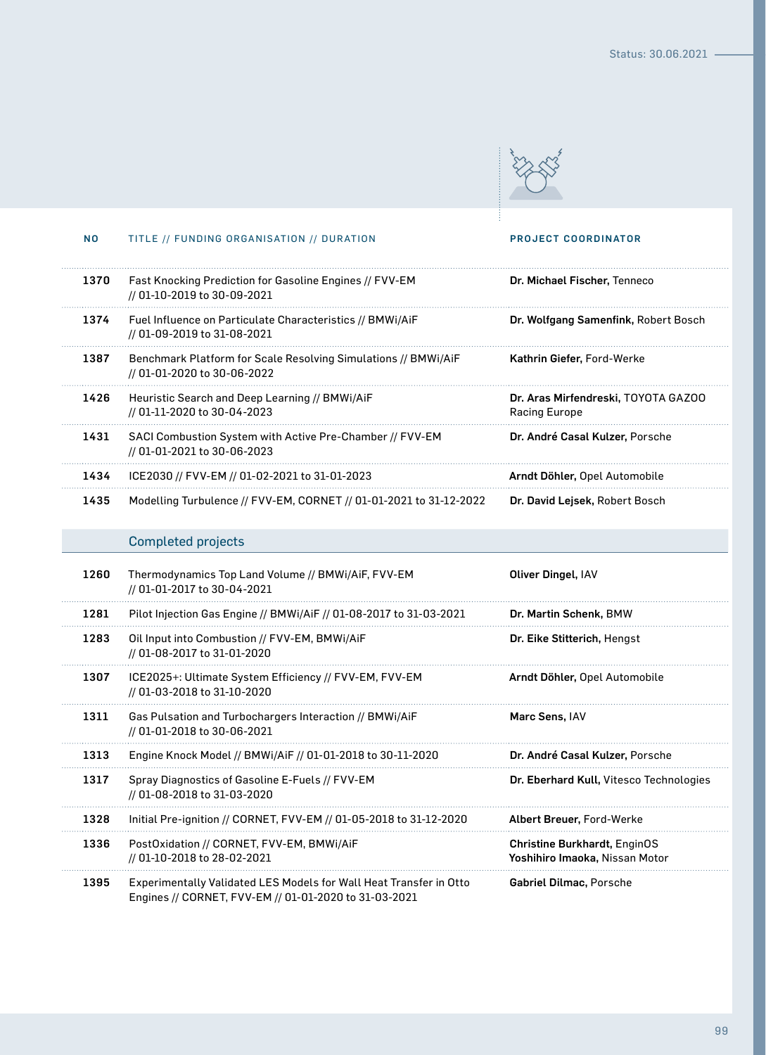Status: 30.06.2021

| NO | TITLE // FUNDING ORGANISATION // DURATION | PROJECT COORDINATOR |
|---|---|---|
| 1370 | Fast Knocking Prediction for Gasoline Engines // FVV-EM // 01-10-2019 to 30-09-2021 | **Dr. Michael Fischer,** Tenneco |
| 1374 | Fuel Influence on Particulate Characteristics // BMWi/AiF // 01-09-2019 to 31-08-2021 | **Dr. Wolfgang Samenfink,** Robert Bosch |
| 1387 | Benchmark Platform for Scale Resolving Simulations // BMWi/AiF // 01-01-2020 to 30-06-2022 | **Kathrin Giefer,** Ford-Werke |
| 1426 | Heuristic Search and Deep Learning // BMWi/AiF // 01-11-2020 to 30-04-2023 | **Dr. Aras Mirfendreski,** TOYOTA GAZOO Racing Europe |
| 1431 | SACI Combustion System with Active Pre-Chamber // FVV-EM // 01-01-2021 to 30-06-2023 | **Dr. André Casal Kulzer,** Porsche |
| 1434 | ICE2030 // FVV-EM // 01-02-2021 to 31-01-2023 | **Arndt Döhler,** Opel Automobile |
| 1435 | Modelling Turbulence // FVV-EM, CORNET // 01-01-2021 to 31-12-2022 | **Dr. David Lejsek,** Robert Bosch |

## Completed projects

| NO | TITLE // FUNDING ORGANISATION // DURATION | PROJECT COORDINATOR |
|---|---|---|
| 1260 | Thermodynamics Top Land Volume // BMWi/AiF, FVV-EM // 01-01-2017 to 30-04-2021 | **Oliver Dingel,** IAV |
| 1281 | Pilot Injection Gas Engine // BMWi/AiF // 01-08-2017 to 31-03-2021 | **Dr. Martin Schenk,** BMW |
| 1283 | Oil Input into Combustion // FVV-EM, BMWi/AiF // 01-08-2017 to 31-01-2020 | **Dr. Eike Stitterich,** Hengst |
| 1307 | ICE2025+: Ultimate System Efficiency // FVV-EM, FVV-EM // 01-03-2018 to 31-10-2020 | **Arndt Döhler,** Opel Automobile |
| 1311 | Gas Pulsation and Turbochargers Interaction // BMWi/AiF // 01-01-2018 to 30-06-2021 | **Marc Sens,** IAV |
| 1313 | Engine Knock Model // BMWi/AiF // 01-01-2018 to 30-11-2020 | **Dr. André Casal Kulzer,** Porsche |
| 1317 | Spray Diagnostics of Gasoline E-Fuels // FVV-EM // 01-08-2018 to 31-03-2020 | **Dr. Eberhard Kull,** Vitesco Technologies |
| 1328 | Initial Pre-ignition // CORNET, FVV-EM // 01-05-2018 to 31-12-2020 | **Albert Breuer,** Ford-Werke |
| 1336 | PostOxidation // CORNET, FVV-EM, BMWi/AiF // 01-10-2018 to 28-02-2021 | **Christine Burkhardt,** EnginOS **Yoshihiro Imaoka,** Nissan Motor |
| 1395 | Experimentally Validated LES Models for Wall Heat Transfer in Otto Engines // CORNET, FVV-EM // 01-01-2020 to 31-03-2021 | **Gabriel Dilmac,** Porsche |